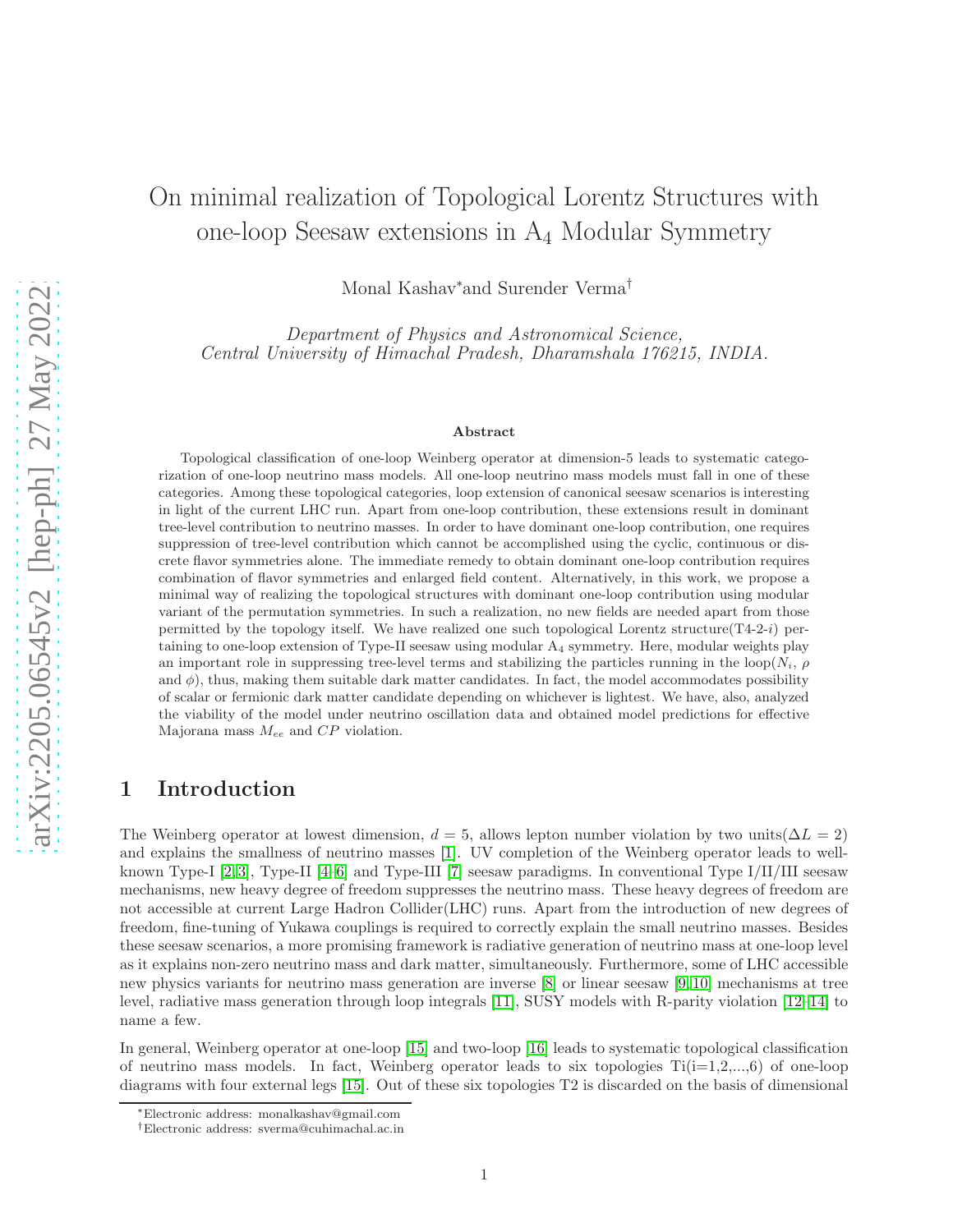# On minimal realization of Topological Lorentz Structures with one-loop Seesaw extensions in $A_4$ Modular Symmetry

Monal Kashav* and Surender Verma†

*Department of Physics and Astronomical Science,*
*Central University of Himachal Pradesh, Dharamshala 176215, INDIA.*

### Abstract

Topological classification of one-loop Weinberg operator at dimension-5 leads to systematic categorization of one-loop neutrino mass models. All one-loop neutrino mass models must fall in one of these categories. Among these topological categories, loop extension of canonical seesaw scenarios is interesting in light of the current LHC run. Apart from one-loop contribution, these extensions result in dominant tree-level contribution to neutrino masses. In order to have dominant one-loop contribution, one requires suppression of tree-level contribution which cannot be accomplished using the cyclic, continuous or discrete flavor symmetries alone. The immediate remedy to obtain dominant one-loop contribution requires combination of flavor symmetries and enlarged field content. Alternatively, in this work, we propose a minimal way of realizing the topological structures with dominant one-loop contribution using modular variant of the permutation symmetries. In such a realization, no new fields are needed apart from those permitted by the topology itself. We have realized one such topological Lorentz structure(T4-2-$i$) pertaining to one-loop extension of Type-II seesaw using modular $A_4$ symmetry. Here, modular weights play an important role in suppressing tree-level terms and stabilizing the particles running in the loop($N_i$, $\rho$ and $\phi$), thus, making them suitable dark matter candidates. In fact, the model accommodates possibility of scalar or fermionic dark matter candidate depending on whichever is lightest. We have, also, analyzed the viability of the model under neutrino oscillation data and obtained model predictions for effective Majorana mass $M_{ee}$ and $CP$ violation.

## 1 Introduction

The Weinberg operator at lowest dimension, $d = 5$, allows lepton number violation by two units($\Delta L = 2$) and explains the smallness of neutrino masses [1]. UV completion of the Weinberg operator leads to well-known Type-I [2,3], Type-II [4–6] and Type-III [7] seesaw paradigms. In conventional Type I/II/III seesaw mechanisms, new heavy degree of freedom suppresses the neutrino mass. These heavy degrees of freedom are not accessible at current Large Hadron Collider(LHC) runs. Apart from the introduction of new degrees of freedom, fine-tuning of Yukawa couplings is required to correctly explain the small neutrino masses. Besides these seesaw scenarios, a more promising framework is radiative generation of neutrino mass at one-loop level as it explains non-zero neutrino mass and dark matter, simultaneously. Furthermore, some of LHC accessible new physics variants for neutrino mass generation are inverse [8] or linear seesaw [9,10] mechanisms at tree level, radiative mass generation through loop integrals [11], SUSY models with R-parity violation [12–14] to name a few.

In general, Weinberg operator at one-loop [15] and two-loop [16] leads to systematic topological classification of neutrino mass models. In fact, Weinberg operator leads to six topologies Ti(i=1,2,...,6) of one-loop diagrams with four external legs [15]. Out of these six topologies T2 is discarded on the basis of dimensional

*Electronic address: monalkashav@gmail.com
†Electronic address: sverma@cuhimachal.ac.in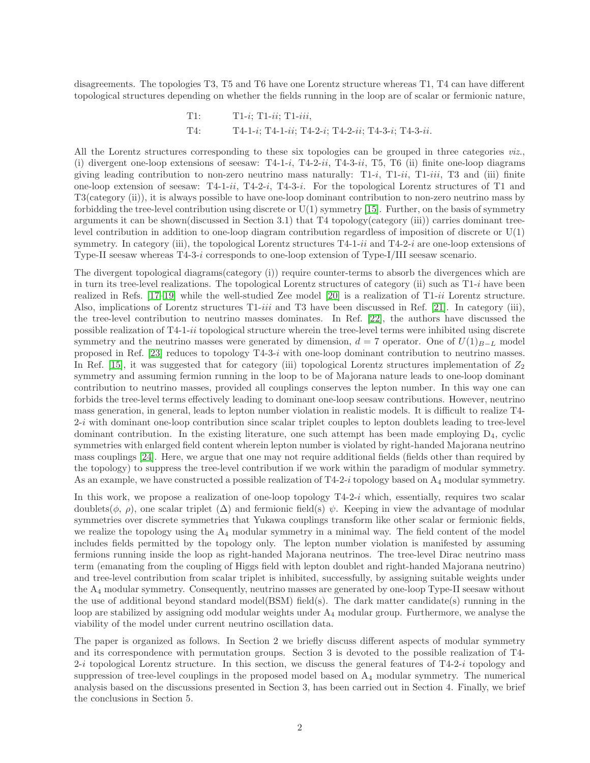disagreements. The topologies T3, T5 and T6 have one Lorentz structure whereas T1, T4 can have different topological structures depending on whether the fields running in the loop are of scalar or fermionic nature,

T1: T1-*i*; T1-*ii*; T1-*iii*,

T4: T4-1-*i*; T4-1-*ii*; T4-2-*i*; T4-2-*ii*; T4-3-*i*; T4-3-*ii*.

All the Lorentz structures corresponding to these six topologies can be grouped in three categories *viz.*, (i) divergent one-loop extensions of seesaw: T4-1-*i*, T4-2-*ii*, T4-3-*ii*, T5, T6 (ii) finite one-loop diagrams giving leading contribution to non-zero neutrino mass naturally: T1-*i*, T1-*ii*, T1-*iii*, T3 and (iii) finite one-loop extension of seesaw: T4-1-*ii*, T4-2-*i*, T4-3-*i*. For the topological Lorentz structures of T1 and T3(category (ii)), it is always possible to have one-loop dominant contribution to non-zero neutrino mass by forbidding the tree-level contribution using discrete or U(1) symmetry [15]. Further, on the basis of symmetry arguments it can be shown(discussed in Section 3.1) that T4 topology(category (iii)) carries dominant tree-level contribution in addition to one-loop diagram contribution regardless of imposition of discrete or U(1) symmetry. In category (iii), the topological Lorentz structures T4-1-*ii* and T4-2-*i* are one-loop extensions of Type-II seesaw whereas T4-3-*i* corresponds to one-loop extension of Type-I/III seesaw scenario.

The divergent topological diagrams(category (i)) require counter-terms to absorb the divergences which are in turn its tree-level realizations. The topological Lorentz structures of category (ii) such as T1-*i* have been realized in Refs. [17–19] while the well-studied Zee model [20] is a realization of T1-*ii* Lorentz structure. Also, implications of Lorentz structures T1-*iii* and T3 have been discussed in Ref. [21]. In category (iii), the tree-level contribution to neutrino masses dominates. In Ref. [22], the authors have discussed the possible realization of T4-1-*ii* topological structure wherein the tree-level terms were inhibited using discrete symmetry and the neutrino masses were generated by dimension, $d = 7$ operator. One of $U(1)_{B-L}$ model proposed in Ref. [23] reduces to topology T4-3-*i* with one-loop dominant contribution to neutrino masses. In Ref. [15], it was suggested that for category (iii) topological Lorentz structures implementation of $Z_2$ symmetry and assuming fermion running in the loop to be of Majorana nature leads to one-loop dominant contribution to neutrino masses, provided all couplings conserves the lepton number. In this way one can forbids the tree-level terms effectively leading to dominant one-loop seesaw contributions. However, neutrino mass generation, in general, leads to lepton number violation in realistic models. It is difficult to realize T4-2-*i* with dominant one-loop contribution since scalar triplet couples to lepton doublets leading to tree-level dominant contribution. In the existing literature, one such attempt has been made employing $D_4$, cyclic symmetries with enlarged field content wherein lepton number is violated by right-handed Majorana neutrino mass couplings [24]. Here, we argue that one may not require additional fields (fields other than required by the topology) to suppress the tree-level contribution if we work within the paradigm of modular symmetry. As an example, we have constructed a possible realization of T4-2-*i* topology based on $A_4$ modular symmetry.

In this work, we propose a realization of one-loop topology T4-2-*i* which, essentially, requires two scalar doublets($\phi$, $\rho$), one scalar triplet ($\Delta$) and fermionic field(s) $\psi$. Keeping in view the advantage of modular symmetries over discrete symmetries that Yukawa couplings transform like other scalar or fermionic fields, we realize the topology using the $A_4$ modular symmetry in a minimal way. The field content of the model includes fields permitted by the topology only. The lepton number violation is manifested by assuming fermions running inside the loop as right-handed Majorana neutrinos. The tree-level Dirac neutrino mass term (emanating from the coupling of Higgs field with lepton doublet and right-handed Majorana neutrino) and tree-level contribution from scalar triplet is inhibited, successfully, by assigning suitable weights under the $A_4$ modular symmetry. Consequently, neutrino masses are generated by one-loop Type-II seesaw without the use of additional beyond standard model(BSM) field(s). The dark matter candidate(s) running in the loop are stabilized by assigning odd modular weights under $A_4$ modular group. Furthermore, we analyse the viability of the model under current neutrino oscillation data.

The paper is organized as follows. In Section 2 we briefly discuss different aspects of modular symmetry and its correspondence with permutation groups. Section 3 is devoted to the possible realization of T4-2-*i* topological Lorentz structure. In this section, we discuss the general features of T4-2-*i* topology and suppression of tree-level couplings in the proposed model based on $A_4$ modular symmetry. The numerical analysis based on the discussions presented in Section 3, has been carried out in Section 4. Finally, we brief the conclusions in Section 5.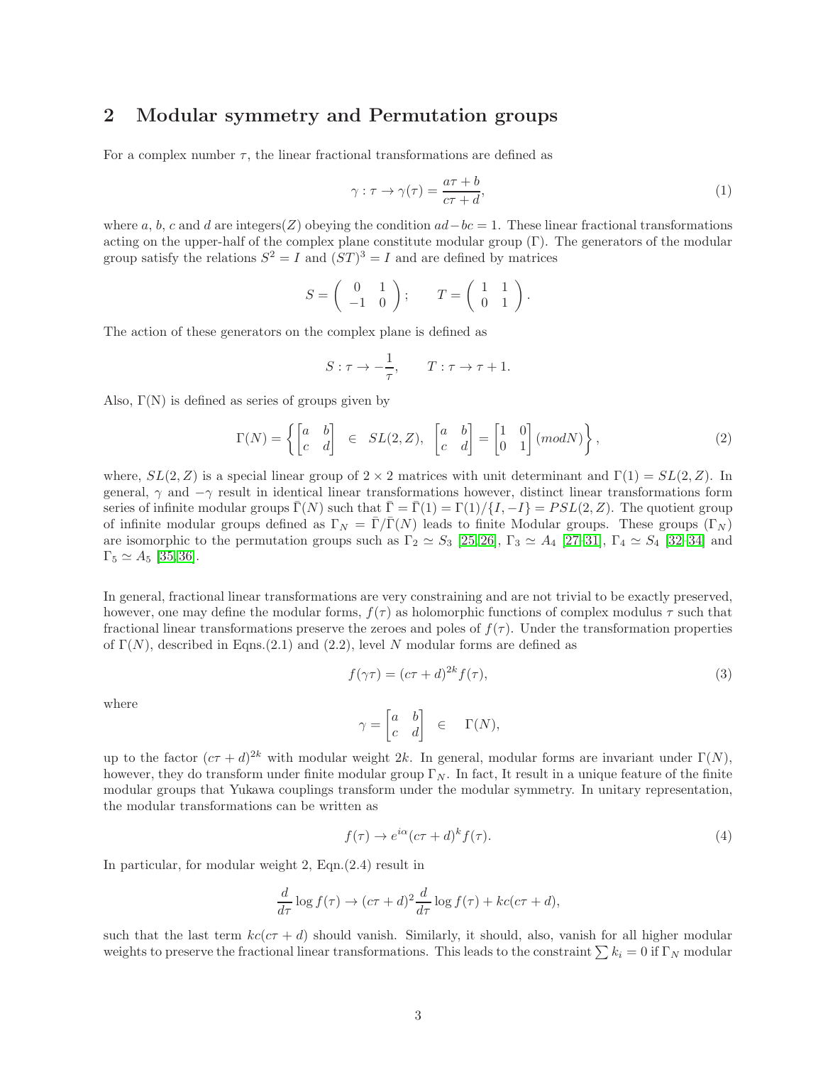## 2 Modular symmetry and Permutation groups

For a complex number $\tau$, the linear fractional transformations are defined as

$$\gamma : \tau \rightarrow \gamma(\tau) = \frac{a\tau + b}{c\tau + d}, \tag{1}$$

where $a$, $b$, $c$ and $d$ are integers($Z$) obeying the condition $ad - bc = 1$. These linear fractional transformations acting on the upper-half of the complex plane constitute modular group ($\Gamma$). The generators of the modular group satisfy the relations $S^2 = I$ and $(ST)^3 = I$ and are defined by matrices

$$S = \begin{pmatrix} 0 & 1 \\ -1 & 0 \end{pmatrix}; \qquad T = \begin{pmatrix} 1 & 1 \\ 0 & 1 \end{pmatrix}.$$

The action of these generators on the complex plane is defined as

$$S : \tau \rightarrow -\frac{1}{\tau}, \qquad T : \tau \rightarrow \tau + 1.$$

Also, $\Gamma$(N) is defined as series of groups given by

$$\Gamma(N) = \left\{ \begin{bmatrix} a & b \\ c & d \end{bmatrix} \in SL(2, Z), \begin{bmatrix} a & b \\ c & d \end{bmatrix} = \begin{bmatrix} 1 & 0 \\ 0 & 1 \end{bmatrix} (mod N) \right\}, \tag{2}$$

where, $SL(2, Z)$ is a special linear group of $2 \times 2$ matrices with unit determinant and $\Gamma(1) = SL(2, Z)$. In general, $\gamma$ and $-\gamma$ result in identical linear transformations however, distinct linear transformations form series of infinite modular groups $\bar{\Gamma}(N)$ such that $\bar{\Gamma} = \bar{\Gamma}(1) = \Gamma(1)/\{I, -I\} = PSL(2, Z)$. The quotient group of infinite modular groups defined as $\Gamma_N = \bar{\Gamma}/\bar{\Gamma}(N)$ leads to finite Modular groups. These groups ($\Gamma_N$) are isomorphic to the permutation groups such as $\Gamma_2 \simeq S_3$ [25,26], $\Gamma_3 \simeq A_4$ [27–31], $\Gamma_4 \simeq S_4$ [32–34] and $\Gamma_5 \simeq A_5$ [35,36].

In general, fractional linear transformations are very constraining and are not trivial to be exactly preserved, however, one may define the modular forms, $f(\tau)$ as holomorphic functions of complex modulus $\tau$ such that fractional linear transformations preserve the zeroes and poles of $f(\tau)$. Under the transformation properties of $\Gamma(N)$, described in Eqns.(2.1) and (2.2), level $N$ modular forms are defined as

$$f(\gamma\tau) = (c\tau + d)^{2k} f(\tau), \tag{3}$$

where

$$\gamma = \begin{bmatrix} a & b \\ c & d \end{bmatrix} \in \Gamma(N),$$

up to the factor $(c\tau + d)^{2k}$ with modular weight $2k$. In general, modular forms are invariant under $\Gamma(N)$, however, they do transform under finite modular group $\Gamma_N$. In fact, It result in a unique feature of the finite modular groups that Yukawa couplings transform under the modular symmetry. In unitary representation, the modular transformations can be written as

$$f(\tau) \rightarrow e^{i\alpha}(c\tau + d)^k f(\tau). \tag{4}$$

In particular, for modular weight 2, Eqn.(2.4) result in

$$\frac{d}{d\tau} \log f(\tau) \rightarrow (c\tau + d)^2 \frac{d}{d\tau} \log f(\tau) + kc(c\tau + d),$$

such that the last term $kc(c\tau + d)$ should vanish. Similarly, it should, also, vanish for all higher modular weights to preserve the fractional linear transformations. This leads to the constraint $\sum k_i = 0$ if $\Gamma_N$ modular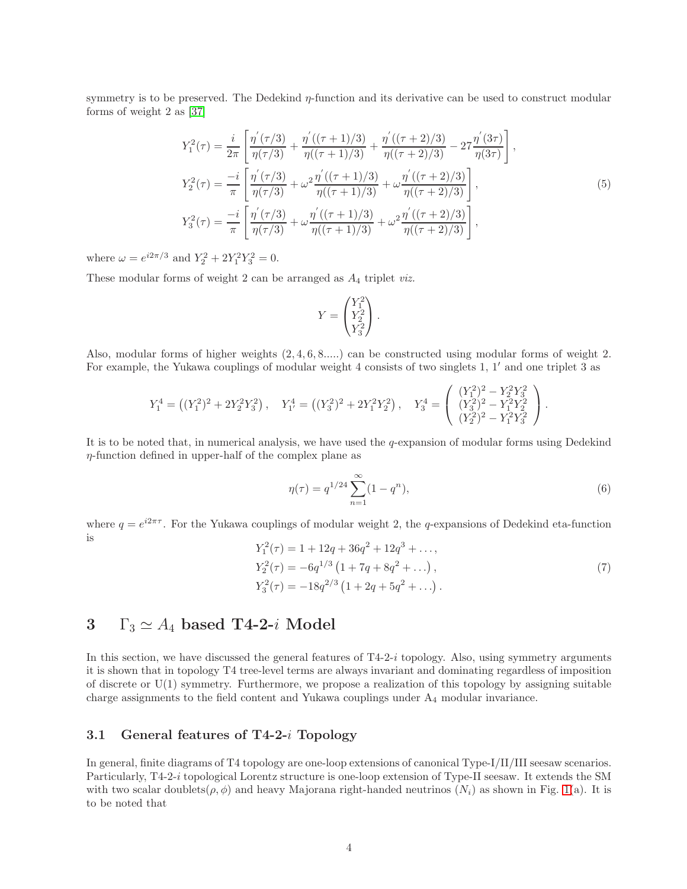symmetry is to be preserved. The Dedekind $\eta$-function and its derivative can be used to construct modular forms of weight 2 as [37]

$$
\begin{aligned}
Y_1^2(\tau) &= \frac{i}{2\pi}\left[\frac{\eta^{'}(\tau/3)}{\eta(\tau/3)} + \frac{\eta^{'}((\tau+1)/3)}{\eta((\tau+1)/3)} + \frac{\eta^{'}((\tau+2)/3)}{\eta((\tau+2)/3)} - 27\frac{\eta^{'}(3\tau)}{\eta(3\tau)}\right], \\
Y_2^2(\tau) &= \frac{-i}{\pi}\left[\frac{\eta^{'}(\tau/3)}{\eta(\tau/3)} + \omega^2\frac{\eta^{'}((\tau+1)/3)}{\eta((\tau+1)/3)} + \omega\frac{\eta^{'}((\tau+2)/3)}{\eta((\tau+2)/3)}\right], \\
Y_3^2(\tau) &= \frac{-i}{\pi}\left[\frac{\eta^{'}(\tau/3)}{\eta(\tau/3)} + \omega\frac{\eta^{'}((\tau+1)/3)}{\eta((\tau+1)/3)} + \omega^2\frac{\eta^{'}((\tau+2)/3)}{\eta((\tau+2)/3)}\right],
\end{aligned}
\tag{5}
$$

where $\omega = e^{i2\pi/3}$ and $Y_2^2 + 2Y_1^2 Y_3^2 = 0$.

These modular forms of weight 2 can be arranged as $A_4$ triplet *viz.*

$$
Y = \begin{pmatrix} Y_1^2 \\ Y_2^2 \\ Y_3^2 \end{pmatrix}.
$$

Also, modular forms of higher weights $(2, 4, 6, 8.....)$ can be constructed using modular forms of weight 2. For example, the Yukawa couplings of modular weight 4 consists of two singlets $1$, $1'$ and one triplet $3$ as

$$
Y_1^4 = \left((Y_1^2)^2 + 2Y_2^2Y_3^2\right), \quad Y_{1'}^4 = \left((Y_3^2)^2 + 2Y_1^2Y_2^2\right), \quad Y_3^4 = \begin{pmatrix} (Y_1^2)^2 - Y_2^2Y_3^2 \\ (Y_3^2)^2 - Y_1^2Y_2^2 \\ (Y_2^2)^2 - Y_1^2Y_3^2 \end{pmatrix}.
$$

It is to be noted that, in numerical analysis, we have used the $q$-expansion of modular forms using Dedekind $\eta$-function defined in upper-half of the complex plane as

$$
\eta(\tau) = q^{1/24}\sum_{n=1}^{\infty}(1-q^n),
\tag{6}
$$

where $q = e^{i2\pi\tau}$. For the Yukawa couplings of modular weight 2, the $q$-expansions of Dedekind eta-function is

$$
\begin{aligned}
Y_1^2(\tau) &= 1 + 12q + 36q^2 + 12q^3 + \ldots, \\
Y_2^2(\tau) &= -6q^{1/3}\left(1 + 7q + 8q^2 + \ldots\right), \\
Y_3^2(\tau) &= -18q^{2/3}\left(1 + 2q + 5q^2 + \ldots\right).
\end{aligned}
\tag{7}
$$

# 3 $\Gamma_3 \simeq A_4$ based T4-2-$i$ Model

In this section, we have discussed the general features of T4-2-$i$ topology. Also, using symmetry arguments it is shown that in topology T4 tree-level terms are always invariant and dominating regardless of imposition of discrete or U(1) symmetry. Furthermore, we propose a realization of this topology by assigning suitable charge assignments to the field content and Yukawa couplings under $A_4$ modular invariance.

## 3.1 General features of T4-2-$i$ Topology

In general, finite diagrams of T4 topology are one-loop extensions of canonical Type-I/II/III seesaw scenarios. Particularly, T4-2-$i$ topological Lorentz structure is one-loop extension of Type-II seesaw. It extends the SM with two scalar doublets($\rho$, $\phi$) and heavy Majorana right-handed neutrinos ($N_i$) as shown in Fig. 1(a). It is to be noted that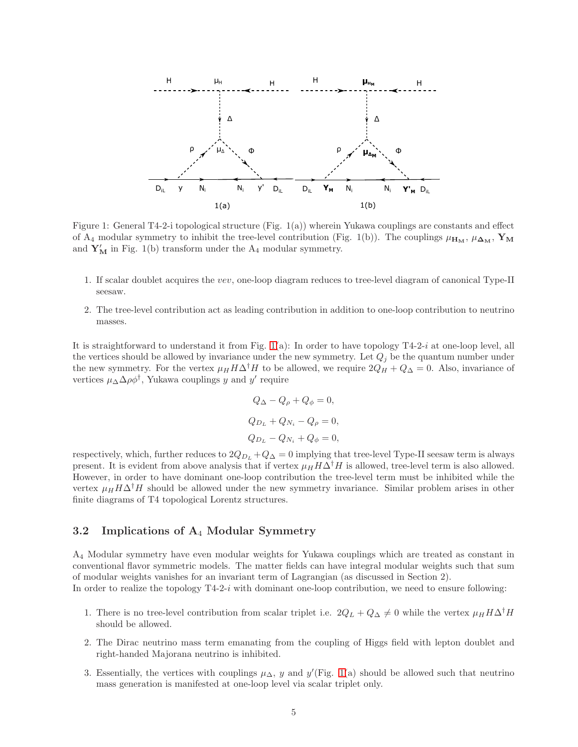Figure 1: General T4-2-i topological structure (Fig. 1(a)) wherein Yukawa couplings are constants and effect of $A_4$ modular symmetry to inhibit the tree-level contribution (Fig. 1(b)). The couplings $\mu_{\mathbf{H_M}}$, $\mu_{\mathbf{\Delta_M}}$, $\mathbf{Y_M}$ and $\mathbf{Y'_M}$ in Fig. 1(b) transform under the $A_4$ modular symmetry.

1. If scalar doublet acquires the *vev*, one-loop diagram reduces to tree-level diagram of canonical Type-II seesaw.
2. The tree-level contribution act as leading contribution in addition to one-loop contribution to neutrino masses.

It is straightforward to understand it from Fig. 1(a): In order to have topology T4-2-$i$ at one-loop level, all the vertices should be allowed by invariance under the new symmetry. Let $Q_j$ be the quantum number under the new symmetry. For the vertex $\mu_H H\Delta^\dagger H$ to be allowed, we require $2Q_H + Q_\Delta = 0$. Also, invariance of vertices $\mu_\Delta \Delta\rho\phi^\dagger$, Yukawa couplings $y$ and $y'$ require

$$Q_\Delta - Q_\rho + Q_\phi = 0,$$

$$Q_{D_L} + Q_{N_i} - Q_\rho = 0,$$

$$Q_{D_L} - Q_{N_i} + Q_\phi = 0,$$

respectively, which, further reduces to $2Q_{D_L} + Q_\Delta = 0$ implying that tree-level Type-II seesaw term is always present. It is evident from above analysis that if vertex $\mu_H H\Delta^\dagger H$ is allowed, tree-level term is also allowed. However, in order to have dominant one-loop contribution the tree-level term must be inhibited while the vertex $\mu_H H\Delta^\dagger H$ should be allowed under the new symmetry invariance. Similar problem arises in other finite diagrams of T4 topological Lorentz structures.

### 3.2 Implications of $A_4$ Modular Symmetry

$A_4$ Modular symmetry have even modular weights for Yukawa couplings which are treated as constant in conventional flavor symmetric models. The matter fields can have integral modular weights such that sum of modular weights vanishes for an invariant term of Lagrangian (as discussed in Section 2).
In order to realize the topology T4-2-$i$ with dominant one-loop contribution, we need to ensure following:

1. There is no tree-level contribution from scalar triplet i.e. $2Q_L + Q_\Delta \neq 0$ while the vertex $\mu_H H\Delta^\dagger H$ should be allowed.
2. The Dirac neutrino mass term emanating from the coupling of Higgs field with lepton doublet and right-handed Majorana neutrino is inhibited.
3. Essentially, the vertices with couplings $\mu_\Delta$, $y$ and $y'$(Fig. 1(a) should be allowed such that neutrino mass generation is manifested at one-loop level via scalar triplet only.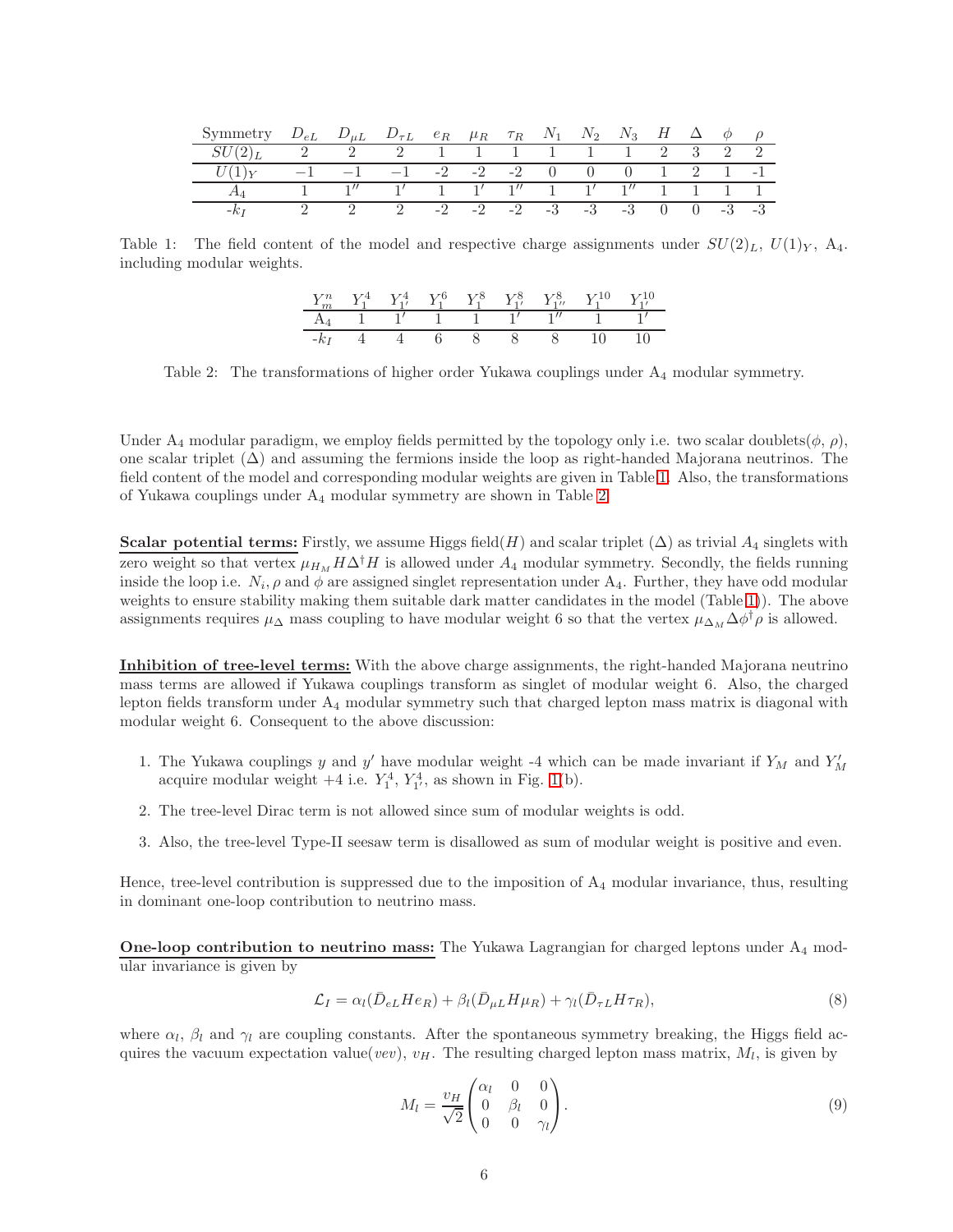| Symmetry | $D_{eL}$ | $D_{\mu L}$ | $D_{\tau L}$ | $e_R$ | $\mu_R$ | $\tau_R$ | $N_1$ | $N_2$ | $N_3$ | $H$ | $\Delta$ | $\phi$ | $\rho$ |
|---|---|---|---|---|---|---|---|---|---|---|---|---|---|
| $SU(2)_L$ | 2 | 2 | 2 | 1 | 1 | 1 | 1 | 1 | 1 | 2 | 3 | 2 | 2 |
| $U(1)_Y$ | $-1$ | $-1$ | $-1$ | -2 | -2 | -2 | 0 | 0 | 0 | 1 | 2 | 1 | -1 |
| $A_4$ | 1 | $1''$ | $1'$ | 1 | $1'$ | $1''$ | 1 | $1'$ | $1''$ | 1 | 1 | 1 | 1 |
| $-k_I$ | 2 | 2 | 2 | -2 | -2 | -2 | -3 | -3 | -3 | 0 | 0 | -3 | -3 |

Table 1: The field content of the model and respective charge assignments under $SU(2)_L$, $U(1)_Y$, $A_4$. including modular weights.

| $Y_m^n$ | $Y_1^4$ | $Y_{1'}^4$ | $Y_1^6$ | $Y_1^8$ | $Y_{1'}^8$ | $Y_{1''}^8$ | $Y_1^{10}$ | $Y_{1'}^{10}$ |
|---|---|---|---|---|---|---|---|---|
| $A_4$ | 1 | $1'$ | 1 | 1 | $1'$ | $1''$ | 1 | $1'$ |
| $-k_I$ | 4 | 4 | 6 | 8 | 8 | 8 | 10 | 10 |

Table 2: The transformations of higher order Yukawa couplings under $A_4$ modular symmetry.

Under $A_4$ modular paradigm, we employ fields permitted by the topology only i.e. two scalar doublets($\phi$, $\rho$), one scalar triplet ($\Delta$) and assuming the fermions inside the loop as right-handed Majorana neutrinos. The field content of the model and corresponding modular weights are given in Table 1. Also, the transformations of Yukawa couplings under $A_4$ modular symmetry are shown in Table 2.

**Scalar potential terms:** Firstly, we assume Higgs field($H$) and scalar triplet ($\Delta$) as trivial $A_4$ singlets with zero weight so that vertex $\mu_{H_M} H\Delta^\dagger H$ is allowed under $A_4$ modular symmetry. Secondly, the fields running inside the loop i.e. $N_i, \rho$ and $\phi$ are assigned singlet representation under $A_4$. Further, they have odd modular weights to ensure stability making them suitable dark matter candidates in the model (Table 1). The above assignments requires $\mu_\Delta$ mass coupling to have modular weight 6 so that the vertex $\mu_{\Delta_M}\Delta\phi^\dagger\rho$ is allowed.

**Inhibition of tree-level terms:** With the above charge assignments, the right-handed Majorana neutrino mass terms are allowed if Yukawa couplings transform as singlet of modular weight 6. Also, the charged lepton fields transform under $A_4$ modular symmetry such that charged lepton mass matrix is diagonal with modular weight 6. Consequent to the above discussion:

1. The Yukawa couplings $y$ and $y'$ have modular weight -4 which can be made invariant if $Y_M$ and $Y'_M$ acquire modular weight +4 i.e. $Y_1^4$, $Y_{1'}^4$, as shown in Fig. 1(b).
2. The tree-level Dirac term is not allowed since sum of modular weights is odd.
3. Also, the tree-level Type-II seesaw term is disallowed as sum of modular weight is positive and even.

Hence, tree-level contribution is suppressed due to the imposition of $A_4$ modular invariance, thus, resulting in dominant one-loop contribution to neutrino mass.

**One-loop contribution to neutrino mass:** The Yukawa Lagrangian for charged leptons under $A_4$ modular invariance is given by

$$\mathcal{L}_I = \alpha_l(\bar{D}_{eL}He_R) + \beta_l(\bar{D}_{\mu L}H\mu_R) + \gamma_l(\bar{D}_{\tau L}H\tau_R), \tag{8}$$

where $\alpha_l$, $\beta_l$ and $\gamma_l$ are coupling constants. After the spontaneous symmetry breaking, the Higgs field acquires the vacuum expectation value($vev$), $v_H$. The resulting charged lepton mass matrix, $M_l$, is given by

$$M_l = \frac{v_H}{\sqrt{2}}\begin{pmatrix} \alpha_l & 0 & 0 \\ 0 & \beta_l & 0 \\ 0 & 0 & \gamma_l \end{pmatrix}. \tag{9}$$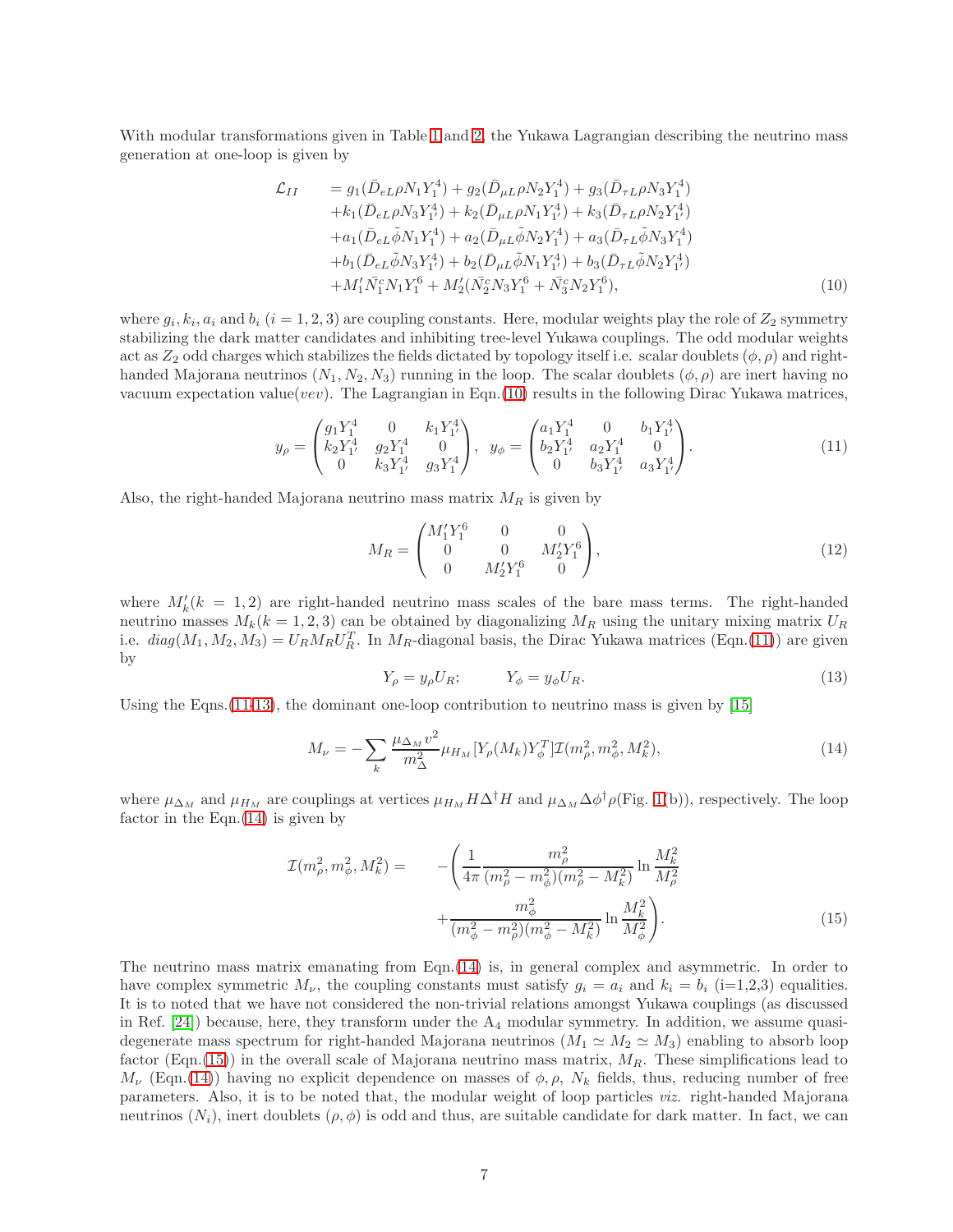With modular transformations given in Table 1 and 2, the Yukawa Lagrangian describing the neutrino mass generation at one-loop is given by

$$
\begin{aligned}
\mathcal{L}_{II} \quad &= g_1(\bar{D}_{eL}\rho N_1 Y_1^4) + g_2(\bar{D}_{\mu L}\rho N_2 Y_1^4) + g_3(\bar{D}_{\tau L}\rho N_3 Y_1^4) \\
&+ k_1(\bar{D}_{eL}\rho N_3 Y_{1'}^4) + k_2(\bar{D}_{\mu L}\rho N_1 Y_{1'}^4) + k_3(\bar{D}_{\tau L}\rho N_2 Y_{1'}^4) \\
&+ a_1(\bar{D}_{eL}\tilde{\phi} N_1 Y_1^4) + a_2(\bar{D}_{\mu L}\tilde{\phi} N_2 Y_1^4) + a_3(\bar{D}_{\tau L}\tilde{\phi} N_3 Y_1^4) \\
&+ b_1(\bar{D}_{eL}\tilde{\phi} N_3 Y_{1'}^4) + b_2(\bar{D}_{\mu L}\tilde{\phi} N_1 Y_{1'}^4) + b_3(\bar{D}_{\tau L}\tilde{\phi} N_2 Y_{1'}^4) \\
&+ M_1' \bar{N}_1^c N_1 Y_1^6 + M_2'(\bar{N}_2^c N_3 Y_1^6 + \bar{N}_3^c N_2 Y_1^6), \qquad (10)
\end{aligned}
$$

where $g_i, k_i, a_i$ and $b_i$ $(i = 1, 2, 3)$ are coupling constants. Here, modular weights play the role of $Z_2$ symmetry stabilizing the dark matter candidates and inhibiting tree-level Yukawa couplings. The odd modular weights act as $Z_2$ odd charges which stabilizes the fields dictated by topology itself i.e. scalar doublets $(\phi, \rho)$ and right-handed Majorana neutrinos $(N_1, N_2, N_3)$ running in the loop. The scalar doublets $(\phi, \rho)$ are inert having no vacuum expectation value(*vev*). The Lagrangian in Eqn.(10) results in the following Dirac Yukawa matrices,

$$
y_\rho = \begin{pmatrix} g_1 Y_1^4 & 0 & k_1 Y_{1'}^4 \\ k_2 Y_{1'}^4 & g_2 Y_1^4 & 0 \\ 0 & k_3 Y_{1'}^4 & g_3 Y_1^4 \end{pmatrix}, \quad y_\phi = \begin{pmatrix} a_1 Y_1^4 & 0 & b_1 Y_{1'}^4 \\ b_2 Y_{1'}^4 & a_2 Y_1^4 & 0 \\ 0 & b_3 Y_{1'}^4 & a_3 Y_{1'}^4 \end{pmatrix}. \qquad (11)
$$

Also, the right-handed Majorana neutrino mass matrix $M_R$ is given by

$$
M_R = \begin{pmatrix} M_1' Y_1^6 & 0 & 0 \\ 0 & 0 & M_2' Y_1^6 \\ 0 & M_2' Y_1^6 & 0 \end{pmatrix}, \qquad (12)
$$

where $M_k'(k = 1, 2)$ are right-handed neutrino mass scales of the bare mass terms. The right-handed neutrino masses $M_k (k = 1, 2, 3)$ can be obtained by diagonalizing $M_R$ using the unitary mixing matrix $U_R$ i.e. $diag(M_1, M_2, M_3) = U_R M_R U_R^T$. In $M_R$-diagonal basis, the Dirac Yukawa matrices (Eqn.(11)) are given by

$$
Y_\rho = y_\rho U_R; \qquad Y_\phi = y_\phi U_R. \qquad (13)
$$

Using the Eqns.(11-13), the dominant one-loop contribution to neutrino mass is given by [15]

$$
M_\nu = -\sum_k \frac{\mu_{\Delta_M} v^2}{m_\Delta^2} \mu_{H_M} [Y_\rho (M_k) Y_\phi^T] \mathcal{I}(m_\rho^2, m_\phi^2, M_k^2), \qquad (14)
$$

where $\mu_{\Delta_M}$ and $\mu_{H_M}$ are couplings at vertices $\mu_{H_M} H \Delta^\dagger H$ and $\mu_{\Delta_M} \Delta \phi^\dagger \rho$(Fig. 1(b)), respectively. The loop factor in the Eqn.(14) is given by

$$
\begin{aligned}
\mathcal{I}(m_\rho^2, m_\phi^2, M_k^2) = \quad & -\Bigg( \frac{1}{4\pi} \frac{m_\rho^2}{(m_\rho^2 - m_\phi^2)(m_\rho^2 - M_k^2)} \ln \frac{M_k^2}{M_\rho^2} \\
& + \frac{m_\phi^2}{(m_\phi^2 - m_\rho^2)(m_\phi^2 - M_k^2)} \ln \frac{M_k^2}{M_\phi^2} \Bigg). \qquad (15)
\end{aligned}
$$

The neutrino mass matrix emanating from Eqn.(14) is, in general complex and asymmetric. In order to have complex symmetric $M_\nu$, the coupling constants must satisfy $g_i = a_i$ and $k_i = b_i$ (i=1,2,3) equalities. It is to noted that we have not considered the non-trivial relations amongst Yukawa couplings (as discussed in Ref. [24]) because, here, they transform under the $A_4$ modular symmetry. In addition, we assume quasi-degenerate mass spectrum for right-handed Majorana neutrinos ($M_1 \simeq M_2 \simeq M_3$) enabling to absorb loop factor (Eqn.(15)) in the overall scale of Majorana neutrino mass matrix, $M_R$. These simplifications lead to $M_\nu$ (Eqn.(14)) having no explicit dependence on masses of $\phi, \rho, N_k$ fields, thus, reducing number of free parameters. Also, it is to be noted that, the modular weight of loop particles *viz.* right-handed Majorana neutrinos $(N_i)$, inert doublets $(\rho, \phi)$ is odd and thus, are suitable candidate for dark matter. In fact, we can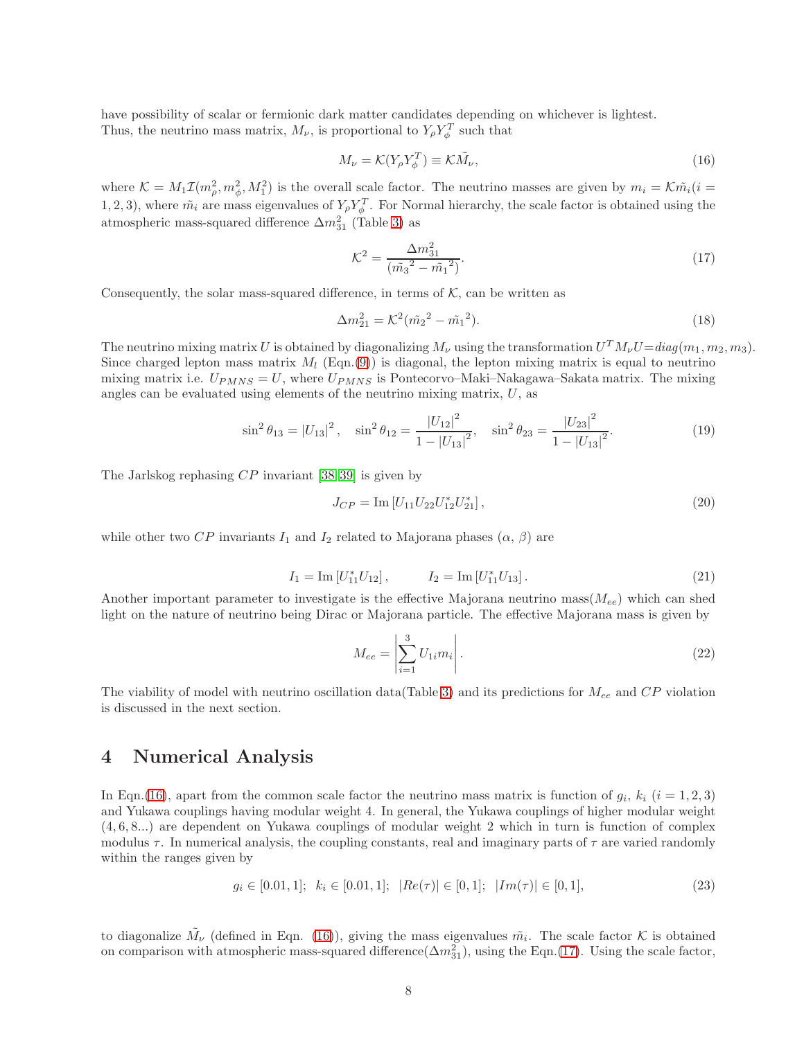have possibility of scalar or fermionic dark matter candidates depending on whichever is lightest. Thus, the neutrino mass matrix, $M_\nu$, is proportional to $Y_\rho Y_\phi^T$ such that

$$M_\nu = \mathcal{K}(Y_\rho Y_\phi^T) \equiv \mathcal{K}\tilde{M}_\nu, \tag{16}$$

where $\mathcal{K} = M_1 \mathcal{I}(m_\rho^2, m_\phi^2, M_1^2)$ is the overall scale factor. The neutrino masses are given by $m_i = \mathcal{K}\tilde{m}_i (i = 1, 2, 3)$, where $\tilde{m}_i$ are mass eigenvalues of $Y_\rho Y_\phi^T$. For Normal hierarchy, the scale factor is obtained using the atmospheric mass-squared difference $\Delta m_{31}^2$ (Table 3) as

$$\mathcal{K}^2 = \frac{\Delta m_{31}^2}{(\tilde{m_3}^2 - \tilde{m_1}^2)}. \tag{17}$$

Consequently, the solar mass-squared difference, in terms of $\mathcal{K}$, can be written as

$$\Delta m_{21}^2 = \mathcal{K}^2(\tilde{m_2}^2 - \tilde{m_1}^2). \tag{18}$$

The neutrino mixing matrix $U$ is obtained by diagonalizing $M_\nu$ using the transformation $U^T M_\nu U = diag(m_1, m_2, m_3)$. Since charged lepton mass matrix $M_l$ (Eqn.(9)) is diagonal, the lepton mixing matrix is equal to neutrino mixing matrix i.e. $U_{PMNS} = U$, where $U_{PMNS}$ is Pontecorvo–Maki–Nakagawa–Sakata matrix. The mixing angles can be evaluated using elements of the neutrino mixing matrix, $U$, as

$$\sin^2\theta_{13} = |U_{13}|^2, \quad \sin^2\theta_{12} = \frac{|U_{12}|^2}{1 - |U_{13}|^2}, \quad \sin^2\theta_{23} = \frac{|U_{23}|^2}{1 - |U_{13}|^2}. \tag{19}$$

The Jarlskog rephasing $CP$ invariant [38, 39] is given by

$$J_{CP} = \text{Im}\left[U_{11}U_{22}U_{12}^* U_{21}^*\right], \tag{20}$$

while other two $CP$ invariants $I_1$ and $I_2$ related to Majorana phases ($\alpha$, $\beta$) are

$$I_1 = \text{Im}\left[U_{11}^* U_{12}\right], \qquad I_2 = \text{Im}\left[U_{11}^* U_{13}\right]. \tag{21}$$

Another important parameter to investigate is the effective Majorana neutrino mass($M_{ee}$) which can shed light on the nature of neutrino being Dirac or Majorana particle. The effective Majorana mass is given by

$$M_{ee} = \left|\sum_{i=1}^{3} U_{1i} m_i\right|. \tag{22}$$

The viability of model with neutrino oscillation data(Table 3) and its predictions for $M_{ee}$ and $CP$ violation is discussed in the next section.

# 4 Numerical Analysis

In Eqn.(16), apart from the common scale factor the neutrino mass matrix is function of $g_i$, $k_i$ ($i = 1, 2, 3$) and Yukawa couplings having modular weight 4. In general, the Yukawa couplings of higher modular weight (4, 6, 8...) are dependent on Yukawa couplings of modular weight 2 which in turn is function of complex modulus $\tau$. In numerical analysis, the coupling constants, real and imaginary parts of $\tau$ are varied randomly within the ranges given by

$$g_i \in [0.01, 1]; \;\; k_i \in [0.01, 1]; \;\; |Re(\tau)| \in [0, 1]; \;\; |Im(\tau)| \in [0, 1], \tag{23}$$

to diagonalize $\tilde{M_\nu}$ (defined in Eqn. (16)), giving the mass eigenvalues $\tilde{m}_i$. The scale factor $\mathcal{K}$ is obtained on comparison with atmospheric mass-squared difference($\Delta m_{31}^2$), using the Eqn.(17). Using the scale factor,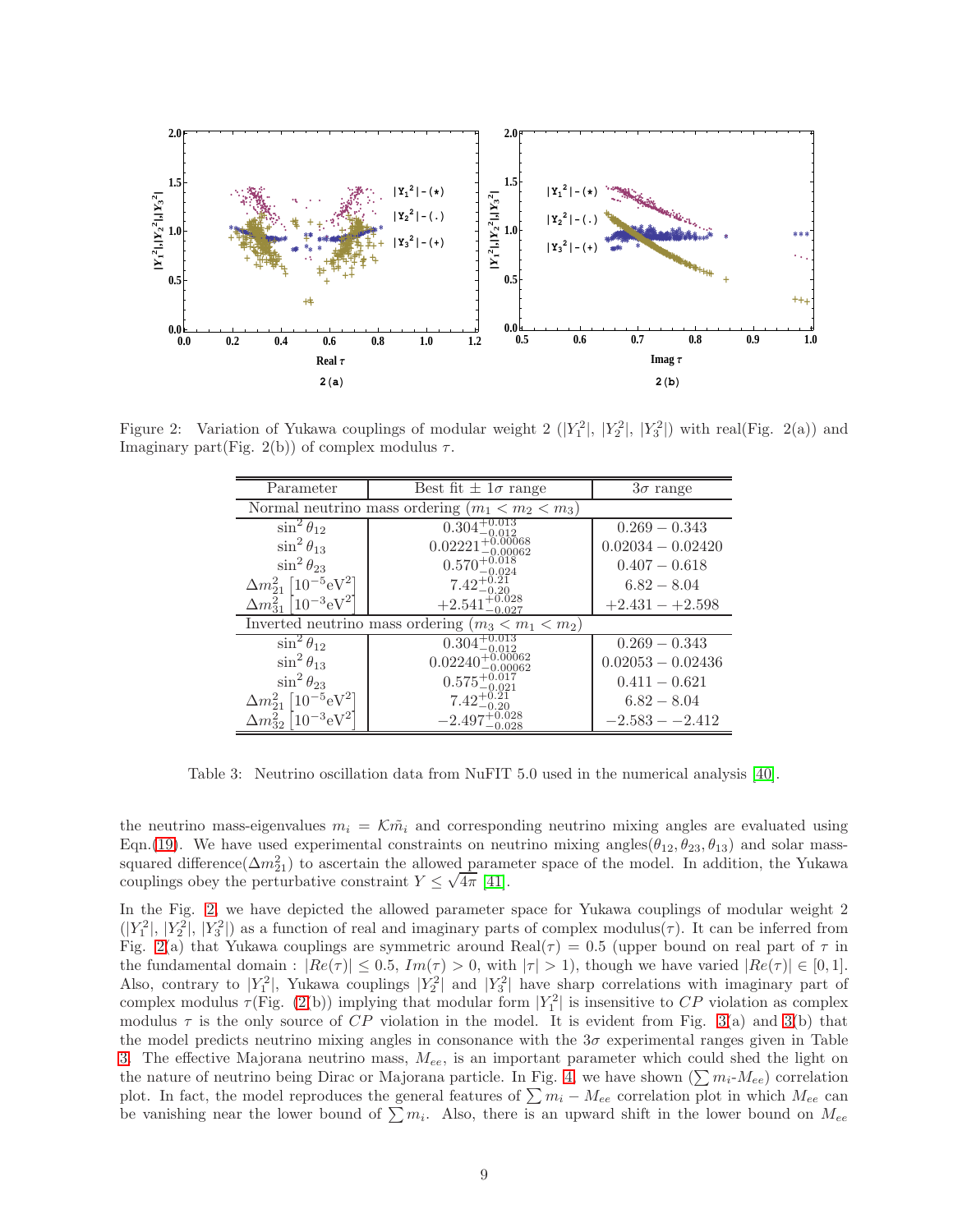Figure 2: Variation of Yukawa couplings of modular weight 2 ($|Y_1^2|$, $|Y_2^2|$, $|Y_3^2|$) with real(Fig. 2(a)) and Imaginary part(Fig. 2(b)) of complex modulus $\tau$.

| Parameter | Best fit $\pm$ 1$\sigma$ range | 3$\sigma$ range |
|---|---|---|
| Normal neutrino mass ordering ($m_1 < m_2 < m_3$) | | |
| $\sin^2\theta_{12}$ | $0.304^{+0.013}_{-0.012}$ | $0.269 - 0.343$ |
| $\sin^2\theta_{13}$ | $0.02221^{+0.00068}_{-0.00062}$ | $0.02034 - 0.02420$ |
| $\sin^2\theta_{23}$ | $0.570^{+0.018}_{-0.024}$ | $0.407 - 0.618$ |
| $\Delta m^2_{21}\ [10^{-5}\mathrm{eV}^2]$ | $7.42^{+0.21}_{-0.20}$ | $6.82 - 8.04$ |
| $\Delta m^2_{31}\ [10^{-3}\mathrm{eV}^2]$ | $+2.541^{+0.028}_{-0.027}$ | $+2.431 - +2.598$ |
| Inverted neutrino mass ordering ($m_3 < m_1 < m_2$) | | |
| $\sin^2\theta_{12}$ | $0.304^{+0.013}_{-0.012}$ | $0.269 - 0.343$ |
| $\sin^2\theta_{13}$ | $0.02240^{+0.00062}_{-0.00062}$ | $0.02053 - 0.02436$ |
| $\sin^2\theta_{23}$ | $0.575^{+0.017}_{-0.021}$ | $0.411 - 0.621$ |
| $\Delta m^2_{21}\ [10^{-5}\mathrm{eV}^2]$ | $7.42^{+0.21}_{-0.20}$ | $6.82 - 8.04$ |
| $\Delta m^2_{32}\ [10^{-3}\mathrm{eV}^2]$ | $-2.497^{+0.028}_{-0.028}$ | $-2.583 - -2.412$ |

Table 3: Neutrino oscillation data from NuFIT 5.0 used in the numerical analysis [40].

the neutrino mass-eigenvalues $m_i = \mathcal{K}\tilde{m}_i$ and corresponding neutrino mixing angles are evaluated using Eqn.(19). We have used experimental constraints on neutrino mixing angles($\theta_{12}, \theta_{23}, \theta_{13}$) and solar mass-squared difference($\Delta m^2_{21}$) to ascertain the allowed parameter space of the model. In addition, the Yukawa couplings obey the perturbative constraint $Y \leq \sqrt{4\pi}$ [41].

In the Fig. 2, we have depicted the allowed parameter space for Yukawa couplings of modular weight 2 ($|Y_1^2|$, $|Y_2^2|$, $|Y_3^2|$) as a function of real and imaginary parts of complex modulus($\tau$). It can be inferred from Fig. 2(a) that Yukawa couplings are symmetric around Real($\tau$) = 0.5 (upper bound on real part of $\tau$ in the fundamental domain : $|Re(\tau)| \leq 0.5$, $Im(\tau) > 0$, with $|\tau| > 1$), though we have varied $|Re(\tau)| \in [0, 1]$. Also, contrary to $|Y_1^2|$, Yukawa couplings $|Y_2^2|$ and $|Y_3^2|$ have sharp correlations with imaginary part of complex modulus $\tau$(Fig. (2(b)) implying that modular form $|Y_1^2|$ is insensitive to $CP$ violation as complex modulus $\tau$ is the only source of $CP$ violation in the model. It is evident from Fig. 3(a) and 3(b) that the model predicts neutrino mixing angles in consonance with the 3$\sigma$ experimental ranges given in Table 3. The effective Majorana neutrino mass, $M_{ee}$, is an important parameter which could shed the light on the nature of neutrino being Dirac or Majorana particle. In Fig. 4, we have shown ($\sum m_i$-$M_{ee}$) correlation plot. In fact, the model reproduces the general features of $\sum m_i - M_{ee}$ correlation plot in which $M_{ee}$ can be vanishing near the lower bound of $\sum m_i$. Also, there is an upward shift in the lower bound on $M_{ee}$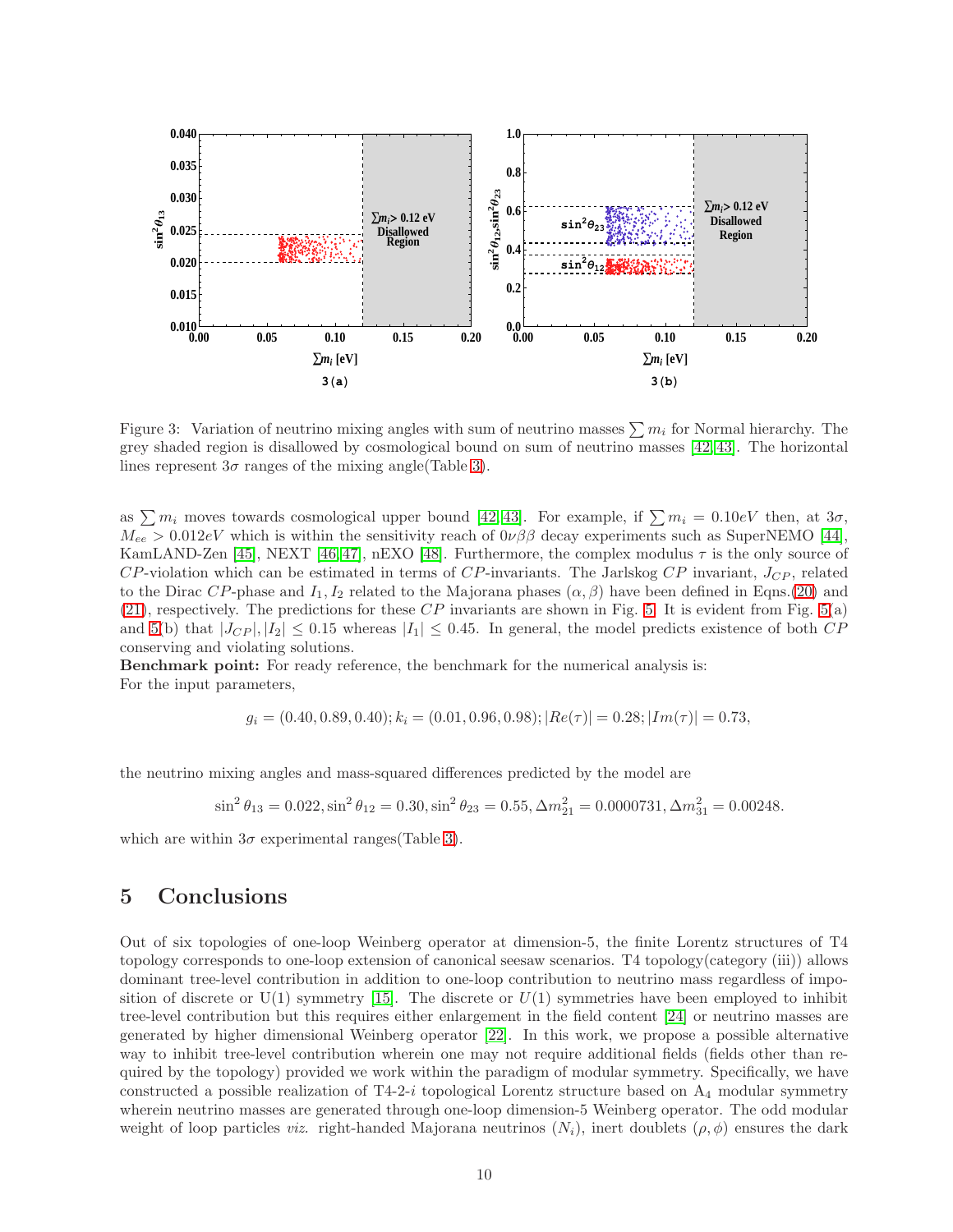Figure 3: Variation of neutrino mixing angles with sum of neutrino masses $\sum m_i$ for Normal hierarchy. The grey shaded region is disallowed by cosmological bound on sum of neutrino masses [42,43]. The horizontal lines represent $3\sigma$ ranges of the mixing angle(Table 3).

as $\sum m_i$ moves towards cosmological upper bound [42,43]. For example, if $\sum m_i = 0.10 eV$ then, at $3\sigma$, $M_{ee} > 0.012 eV$ which is within the sensitivity reach of $0\nu\beta\beta$ decay experiments such as SuperNEMO [44], KamLAND-Zen [45], NEXT [46,47], nEXO [48]. Furthermore, the complex modulus $\tau$ is the only source of $CP$-violation which can be estimated in terms of $CP$-invariants. The Jarlskog $CP$ invariant, $J_{CP}$, related to the Dirac $CP$-phase and $I_1, I_2$ related to the Majorana phases $(\alpha, \beta)$ have been defined in Eqns.(20) and (21), respectively. The predictions for these $CP$ invariants are shown in Fig. 5. It is evident from Fig. 5(a) and 5(b) that $|J_{CP}|, |I_2| \leq 0.15$ whereas $|I_1| \leq 0.45$. In general, the model predicts existence of both $CP$ conserving and violating solutions.

**Benchmark point:** For ready reference, the benchmark for the numerical analysis is:
For the input parameters,

$$g_i = (0.40, 0.89, 0.40); k_i = (0.01, 0.96, 0.98); |Re(\tau)| = 0.28; |Im(\tau)| = 0.73,$$

the neutrino mixing angles and mass-squared differences predicted by the model are

$$\sin^2\theta_{13} = 0.022, \sin^2\theta_{12} = 0.30, \sin^2\theta_{23} = 0.55, \Delta m^2_{21} = 0.0000731, \Delta m^2_{31} = 0.00248.$$

which are within $3\sigma$ experimental ranges(Table 3).

## 5 Conclusions

Out of six topologies of one-loop Weinberg operator at dimension-5, the finite Lorentz structures of T4 topology corresponds to one-loop extension of canonical seesaw scenarios. T4 topology(category (iii)) allows dominant tree-level contribution in addition to one-loop contribution to neutrino mass regardless of imposition of discrete or U(1) symmetry [15]. The discrete or $U(1)$ symmetries have been employed to inhibit tree-level contribution but this requires either enlargement in the field content [24] or neutrino masses are generated by higher dimensional Weinberg operator [22]. In this work, we propose a possible alternative way to inhibit tree-level contribution wherein one may not require additional fields (fields other than required by the topology) provided we work within the paradigm of modular symmetry. Specifically, we have constructed a possible realization of T4-2-*i* topological Lorentz structure based on $A_4$ modular symmetry wherein neutrino masses are generated through one-loop dimension-5 Weinberg operator. The odd modular weight of loop particles *viz.* right-handed Majorana neutrinos $(N_i)$, inert doublets $(\rho, \phi)$ ensures the dark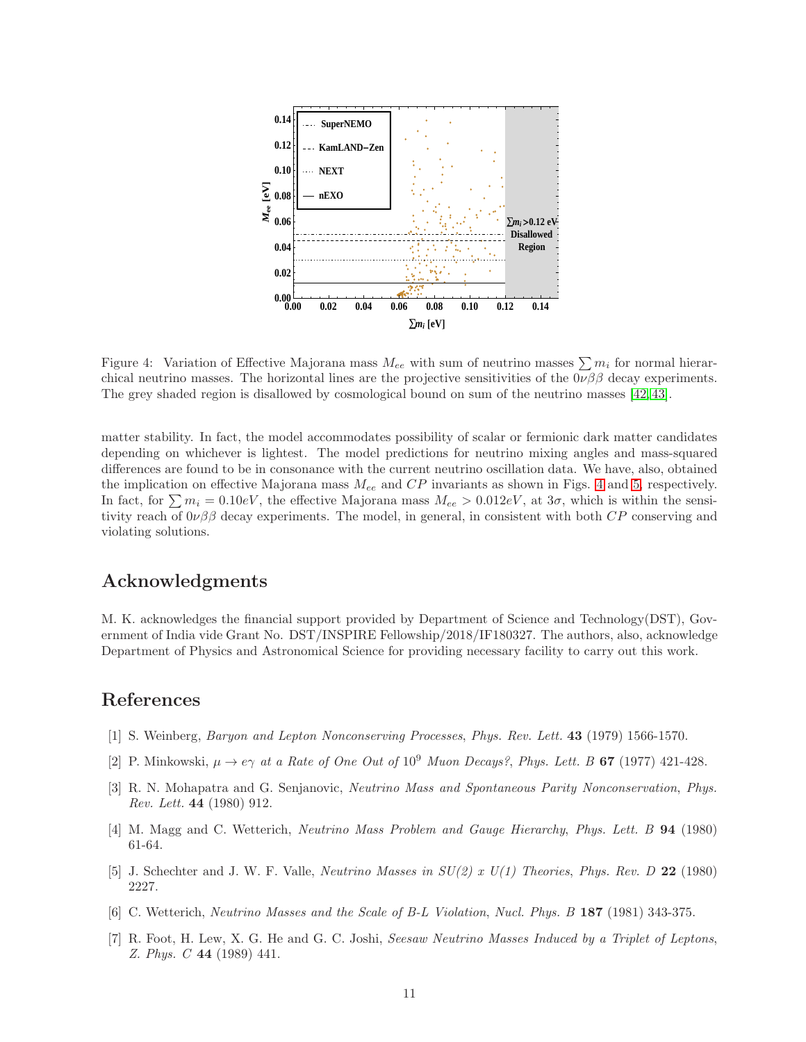Figure 4: Variation of Effective Majorana mass $M_{ee}$ with sum of neutrino masses $\sum m_i$ for normal hierarchical neutrino masses. The horizontal lines are the projective sensitivities of the $0\nu\beta\beta$ decay experiments. The grey shaded region is disallowed by cosmological bound on sum of the neutrino masses [42, 43].

matter stability. In fact, the model accommodates possibility of scalar or fermionic dark matter candidates depending on whichever is lightest. The model predictions for neutrino mixing angles and mass-squared differences are found to be in consonance with the current neutrino oscillation data. We have, also, obtained the implication on effective Majorana mass $M_{ee}$ and $CP$ invariants as shown in Figs. 4 and 5, respectively. In fact, for $\sum m_i = 0.10eV$, the effective Majorana mass $M_{ee} > 0.012eV$, at $3\sigma$, which is within the sensitivity reach of $0\nu\beta\beta$ decay experiments. The model, in general, in consistent with both $CP$ conserving and violating solutions.

## Acknowledgments

M. K. acknowledges the financial support provided by Department of Science and Technology(DST), Government of India vide Grant No. DST/INSPIRE Fellowship/2018/IF180327. The authors, also, acknowledge Department of Physics and Astronomical Science for providing necessary facility to carry out this work.

## References

[1] S. Weinberg, *Baryon and Lepton Nonconserving Processes*, *Phys. Rev. Lett.* **43** (1979) 1566-1570.

[2] P. Minkowski, *$\mu \to e\gamma$ at a Rate of One Out of $10^9$ Muon Decays?*, *Phys. Lett. B* **67** (1977) 421-428.

[3] R. N. Mohapatra and G. Senjanovic, *Neutrino Mass and Spontaneous Parity Nonconservation*, *Phys. Rev. Lett.* **44** (1980) 912.

[4] M. Magg and C. Wetterich, *Neutrino Mass Problem and Gauge Hierarchy*, *Phys. Lett. B* **94** (1980) 61-64.

[5] J. Schechter and J. W. F. Valle, *Neutrino Masses in SU(2) x U(1) Theories*, *Phys. Rev. D* **22** (1980) 2227.

[6] C. Wetterich, *Neutrino Masses and the Scale of B-L Violation*, *Nucl. Phys. B* **187** (1981) 343-375.

[7] R. Foot, H. Lew, X. G. He and G. C. Joshi, *Seesaw Neutrino Masses Induced by a Triplet of Leptons*, *Z. Phys. C* **44** (1989) 441.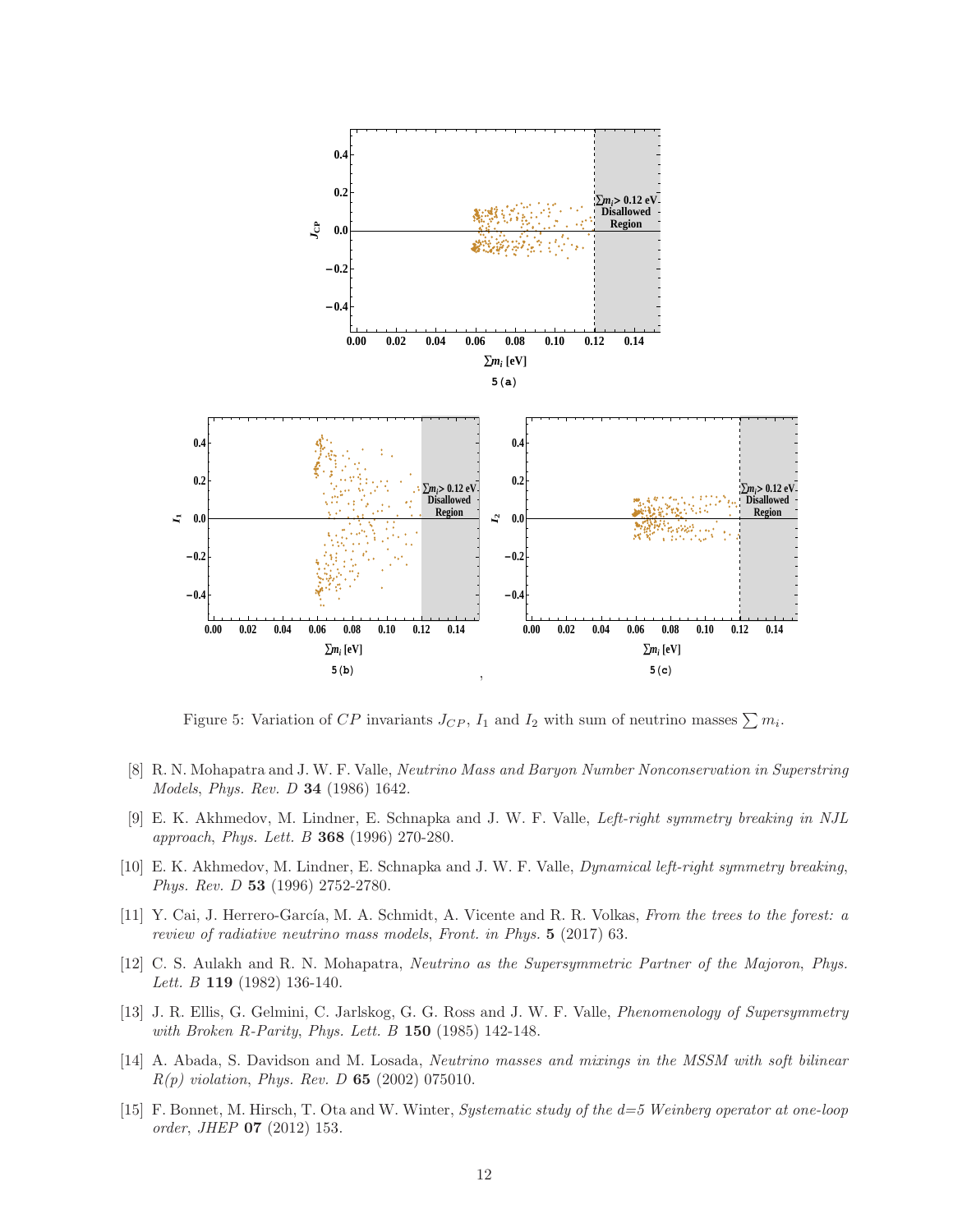Figure 5: Variation of $CP$ invariants $J_{CP}$, $I_1$ and $I_2$ with sum of neutrino masses $\sum m_i$.

[8] R. N. Mohapatra and J. W. F. Valle, *Neutrino Mass and Baryon Number Nonconservation in Superstring Models*, *Phys. Rev. D* **34** (1986) 1642.

[9] E. K. Akhmedov, M. Lindner, E. Schnapka and J. W. F. Valle, *Left-right symmetry breaking in NJL approach*, *Phys. Lett. B* **368** (1996) 270-280.

[10] E. K. Akhmedov, M. Lindner, E. Schnapka and J. W. F. Valle, *Dynamical left-right symmetry breaking*, *Phys. Rev. D* **53** (1996) 2752-2780.

[11] Y. Cai, J. Herrero-García, M. A. Schmidt, A. Vicente and R. R. Volkas, *From the trees to the forest: a review of radiative neutrino mass models*, *Front. in Phys.* **5** (2017) 63.

[12] C. S. Aulakh and R. N. Mohapatra, *Neutrino as the Supersymmetric Partner of the Majoron*, *Phys. Lett. B* **119** (1982) 136-140.

[13] J. R. Ellis, G. Gelmini, C. Jarlskog, G. G. Ross and J. W. F. Valle, *Phenomenology of Supersymmetry with Broken R-Parity*, *Phys. Lett. B* **150** (1985) 142-148.

[14] A. Abada, S. Davidson and M. Losada, *Neutrino masses and mixings in the MSSM with soft bilinear R(p) violation*, *Phys. Rev. D* **65** (2002) 075010.

[15] F. Bonnet, M. Hirsch, T. Ota and W. Winter, *Systematic study of the d=5 Weinberg operator at one-loop order*, *JHEP* **07** (2012) 153.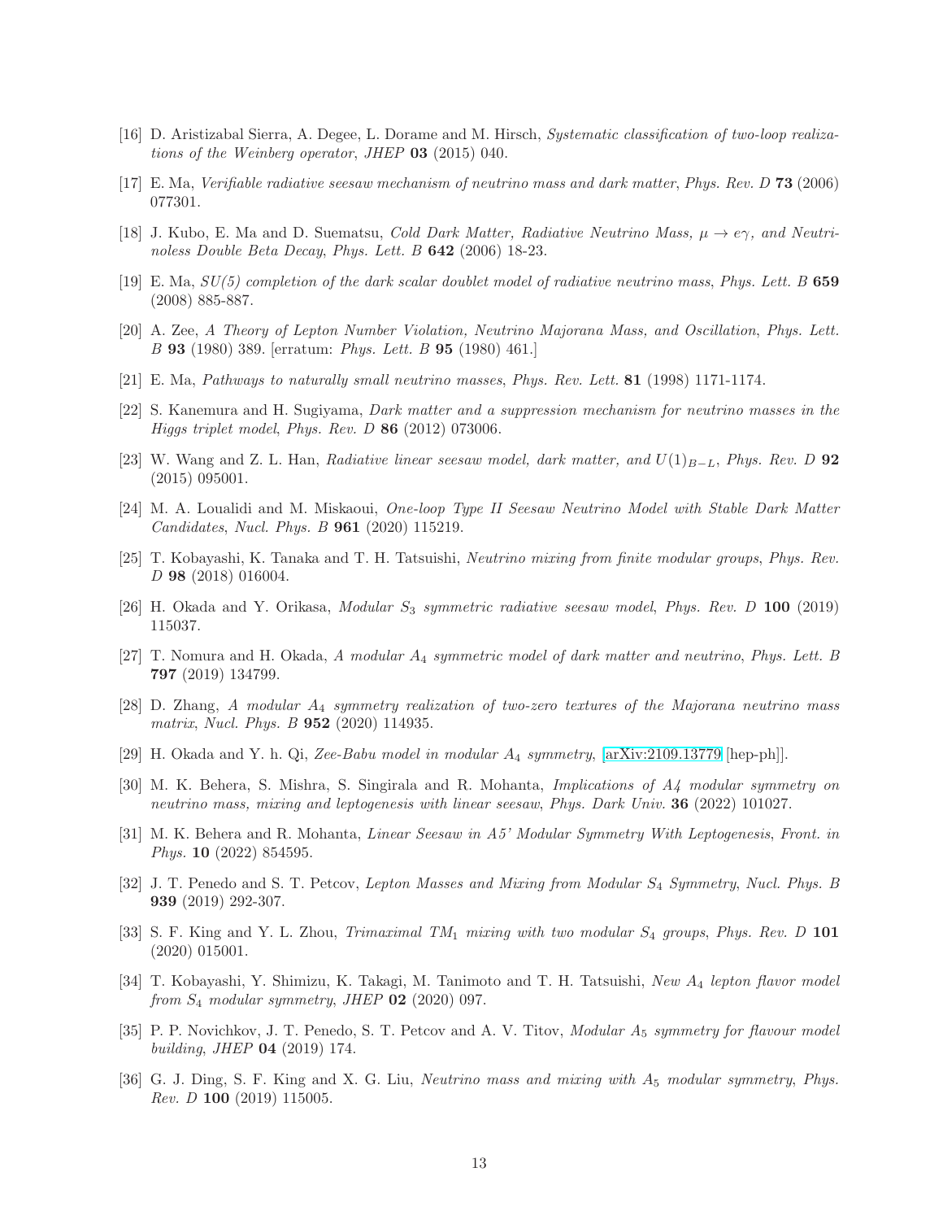[16] D. Aristizabal Sierra, A. Degee, L. Dorame and M. Hirsch, *Systematic classification of two-loop realizations of the Weinberg operator*, *JHEP* **03** (2015) 040.

[17] E. Ma, *Verifiable radiative seesaw mechanism of neutrino mass and dark matter*, *Phys. Rev. D* **73** (2006) 077301.

[18] J. Kubo, E. Ma and D. Suematsu, *Cold Dark Matter, Radiative Neutrino Mass, $\mu \to e\gamma$, and Neutrinoless Double Beta Decay*, *Phys. Lett. B* **642** (2006) 18-23.

[19] E. Ma, *SU(5) completion of the dark scalar doublet model of radiative neutrino mass*, *Phys. Lett. B* **659** (2008) 885-887.

[20] A. Zee, *A Theory of Lepton Number Violation, Neutrino Majorana Mass, and Oscillation*, *Phys. Lett. B* **93** (1980) 389. [erratum: *Phys. Lett. B* **95** (1980) 461.]

[21] E. Ma, *Pathways to naturally small neutrino masses*, *Phys. Rev. Lett.* **81** (1998) 1171-1174.

[22] S. Kanemura and H. Sugiyama, *Dark matter and a suppression mechanism for neutrino masses in the Higgs triplet model*, *Phys. Rev. D* **86** (2012) 073006.

[23] W. Wang and Z. L. Han, *Radiative linear seesaw model, dark matter, and $U(1)_{B-L}$*, *Phys. Rev. D* **92** (2015) 095001.

[24] M. A. Loualidi and M. Miskaoui, *One-loop Type II Seesaw Neutrino Model with Stable Dark Matter Candidates*, *Nucl. Phys. B* **961** (2020) 115219.

[25] T. Kobayashi, K. Tanaka and T. H. Tatsuishi, *Neutrino mixing from finite modular groups*, *Phys. Rev. D* **98** (2018) 016004.

[26] H. Okada and Y. Orikasa, *Modular $S_3$ symmetric radiative seesaw model*, *Phys. Rev. D* **100** (2019) 115037.

[27] T. Nomura and H. Okada, *A modular $A_4$ symmetric model of dark matter and neutrino*, *Phys. Lett. B* **797** (2019) 134799.

[28] D. Zhang, *A modular $A_4$ symmetry realization of two-zero textures of the Majorana neutrino mass matrix*, *Nucl. Phys. B* **952** (2020) 114935.

[29] H. Okada and Y. h. Qi, *Zee-Babu model in modular $A_4$ symmetry*, [arXiv:2109.13779 [hep-ph]].

[30] M. K. Behera, S. Mishra, S. Singirala and R. Mohanta, *Implications of A4 modular symmetry on neutrino mass, mixing and leptogenesis with linear seesaw*, *Phys. Dark Univ.* **36** (2022) 101027.

[31] M. K. Behera and R. Mohanta, *Linear Seesaw in A5' Modular Symmetry With Leptogenesis*, *Front. in Phys.* **10** (2022) 854595.

[32] J. T. Penedo and S. T. Petcov, *Lepton Masses and Mixing from Modular $S_4$ Symmetry*, *Nucl. Phys. B* **939** (2019) 292-307.

[33] S. F. King and Y. L. Zhou, *Trimaximal $TM_1$ mixing with two modular $S_4$ groups*, *Phys. Rev. D* **101** (2020) 015001.

[34] T. Kobayashi, Y. Shimizu, K. Takagi, M. Tanimoto and T. H. Tatsuishi, *New $A_4$ lepton flavor model from $S_4$ modular symmetry*, *JHEP* **02** (2020) 097.

[35] P. P. Novichkov, J. T. Penedo, S. T. Petcov and A. V. Titov, *Modular $A_5$ symmetry for flavour model building*, *JHEP* **04** (2019) 174.

[36] G. J. Ding, S. F. King and X. G. Liu, *Neutrino mass and mixing with $A_5$ modular symmetry*, *Phys. Rev. D* **100** (2019) 115005.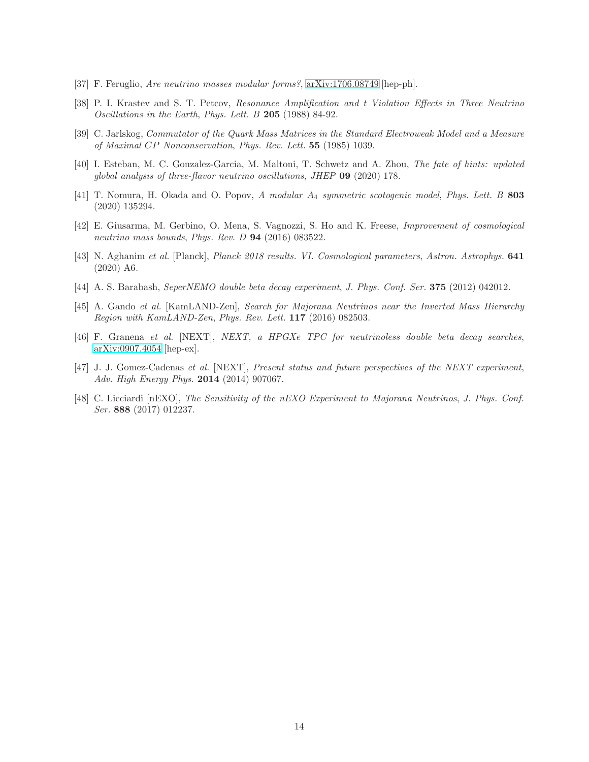[37] F. Feruglio, *Are neutrino masses modular forms?*, arXiv:1706.08749 [hep-ph].

[38] P. I. Krastev and S. T. Petcov, *Resonance Amplification and t Violation Effects in Three Neutrino Oscillations in the Earth*, *Phys. Lett. B* **205** (1988) 84-92.

[39] C. Jarlskog, *Commutator of the Quark Mass Matrices in the Standard Electroweak Model and a Measure of Maximal CP Nonconservation*, *Phys. Rev. Lett.* **55** (1985) 1039.

[40] I. Esteban, M. C. Gonzalez-Garcia, M. Maltoni, T. Schwetz and A. Zhou, *The fate of hints: updated global analysis of three-flavor neutrino oscillations*, *JHEP* **09** (2020) 178.

[41] T. Nomura, H. Okada and O. Popov, *A modular $A_4$ symmetric scotogenic model*, *Phys. Lett. B* **803** (2020) 135294.

[42] E. Giusarma, M. Gerbino, O. Mena, S. Vagnozzi, S. Ho and K. Freese, *Improvement of cosmological neutrino mass bounds*, *Phys. Rev. D* **94** (2016) 083522.

[43] N. Aghanim *et al.* [Planck], *Planck 2018 results. VI. Cosmological parameters*, *Astron. Astrophys.* **641** (2020) A6.

[44] A. S. Barabash, *SeperNEMO double beta decay experiment*, *J. Phys. Conf. Ser.* **375** (2012) 042012.

[45] A. Gando *et al.* [KamLAND-Zen], *Search for Majorana Neutrinos near the Inverted Mass Hierarchy Region with KamLAND-Zen*, *Phys. Rev. Lett.* **117** (2016) 082503.

[46] F. Granena *et al.* [NEXT], *NEXT, a HPGXe TPC for neutrinoless double beta decay searches*, arXiv:0907.4054 [hep-ex].

[47] J. J. Gomez-Cadenas *et al.* [NEXT], *Present status and future perspectives of the NEXT experiment*, *Adv. High Energy Phys.* **2014** (2014) 907067.

[48] C. Licciardi [nEXO], *The Sensitivity of the nEXO Experiment to Majorana Neutrinos*, *J. Phys. Conf. Ser.* **888** (2017) 012237.